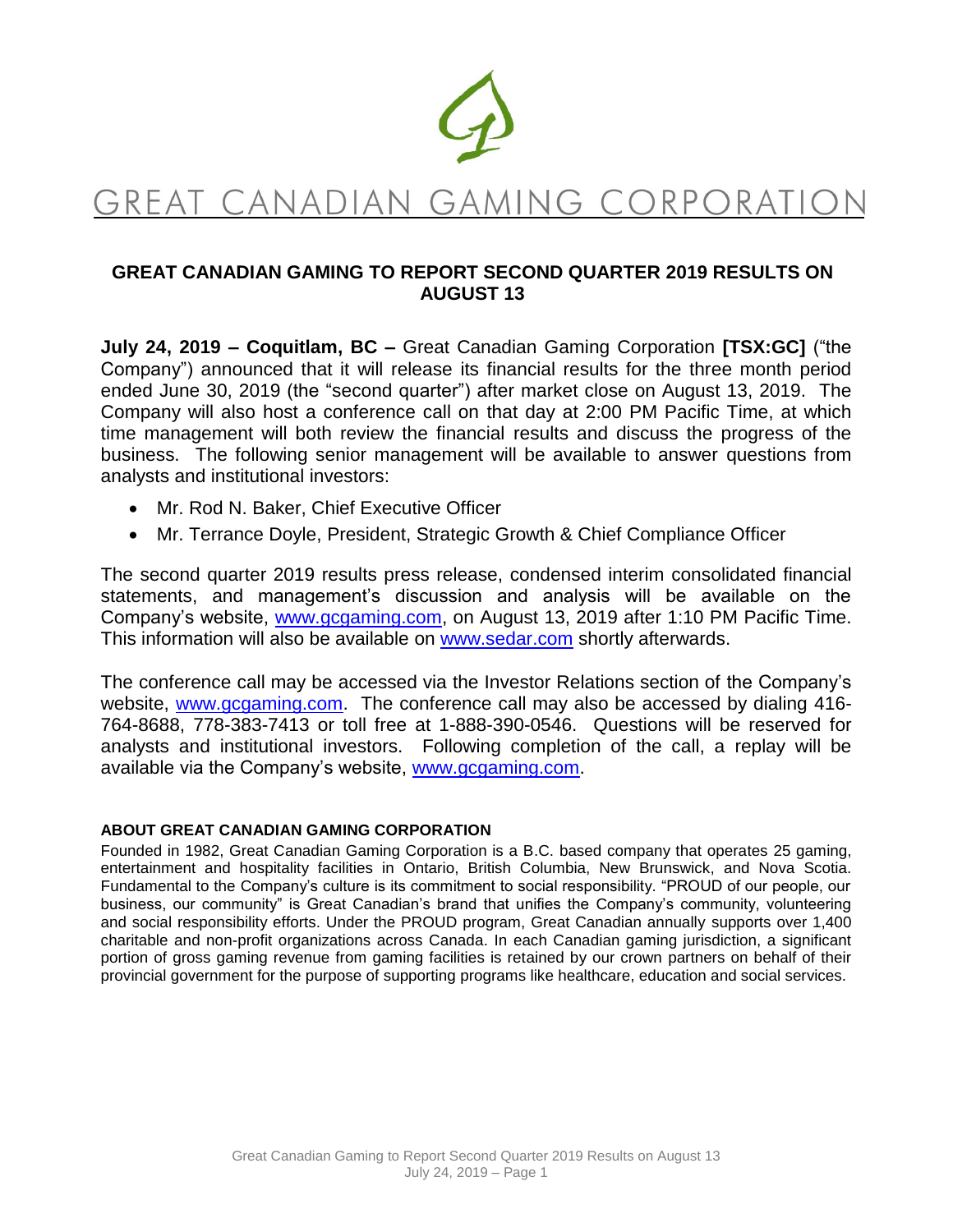GREAT CANADIAN GAMING CORPORATION

# GREAT CANADIAN GAMING TO REPORT SECOND QUARTER 2019 RESULTS ON AUGUST 13

**July 24, 2019 – Coquitlam, BC –** Great Canadian Gaming Corporation **[TSX:GC]** ("the Company") announced that it will release its financial results for the three month period ended June 30, 2019 (the "second quarter") after market close on August 13, 2019. The Company will also host a conference call on that day at 2:00 PM Pacific Time, at which time management will both review the financial results and discuss the progress of the business. The following senior management will be available to answer questions from analysts and institutional investors:

- Mr. Rod N. Baker, Chief Executive Officer
- Mr. Terrance Doyle, President, Strategic Growth & Chief Compliance Officer

The second quarter 2019 results press release, condensed interim consolidated financial statements, and management's discussion and analysis will be available on the Company's website, www.gcgaming.com, on August 13, 2019 after 1:10 PM Pacific Time. This information will also be available on www.sedar.com shortly afterwards.

The conference call may be accessed via the Investor Relations section of the Company's website, www.gcgaming.com. The conference call may also be accessed by dialing 416-764-8688, 778-383-7413 or toll free at 1-888-390-0546. Questions will be reserved for analysts and institutional investors. Following completion of the call, a replay will be available via the Company's website, www.gcgaming.com.

### ABOUT GREAT CANADIAN GAMING CORPORATION

Founded in 1982, Great Canadian Gaming Corporation is a B.C. based company that operates 25 gaming, entertainment and hospitality facilities in Ontario, British Columbia, New Brunswick, and Nova Scotia. Fundamental to the Company's culture is its commitment to social responsibility. "PROUD of our people, our business, our community" is Great Canadian's brand that unifies the Company's community, volunteering and social responsibility efforts. Under the PROUD program, Great Canadian annually supports over 1,400 charitable and non-profit organizations across Canada. In each Canadian gaming jurisdiction, a significant portion of gross gaming revenue from gaming facilities is retained by our crown partners on behalf of their provincial government for the purpose of supporting programs like healthcare, education and social services.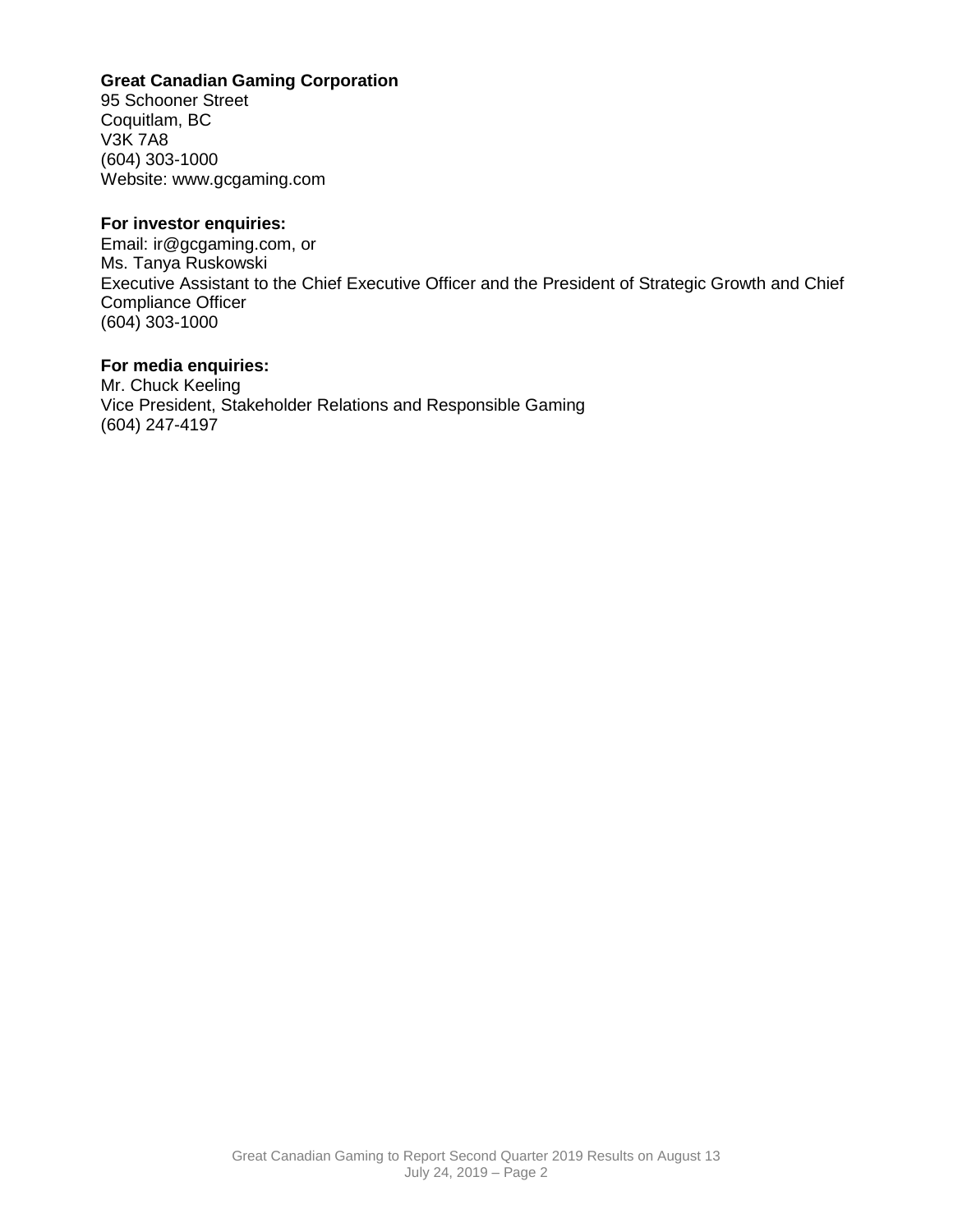**Great Canadian Gaming Corporation**
95 Schooner Street
Coquitlam, BC
V3K 7A8
(604) 303-1000
Website: www.gcgaming.com

**For investor enquiries:**
Email: ir@gcgaming.com, or
Ms. Tanya Ruskowski
Executive Assistant to the Chief Executive Officer and the President of Strategic Growth and Chief Compliance Officer
(604) 303-1000

**For media enquiries:**
Mr. Chuck Keeling
Vice President, Stakeholder Relations and Responsible Gaming
(604) 247-4197